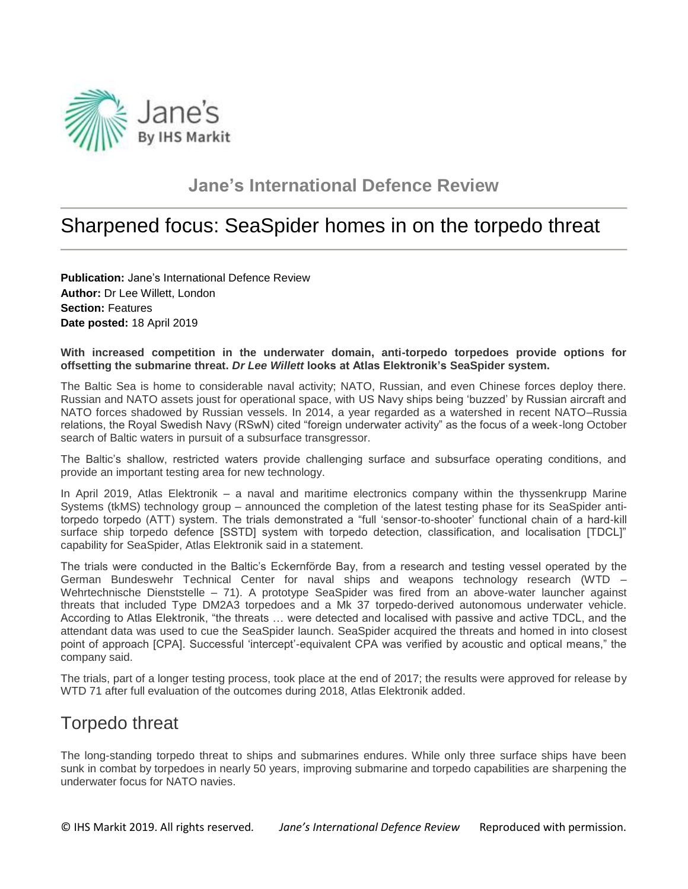Jane's By IHS Markit

## Jane's International Defence Review

# Sharpened focus: SeaSpider homes in on the torpedo threat

**Publication:** Jane's International Defence Review
**Author:** Dr Lee Willett, London
**Section:** Features
**Date posted:** 18 April 2019

**With increased competition in the underwater domain, anti-torpedo torpedoes provide options for offsetting the submarine threat. *Dr Lee Willett* looks at Atlas Elektronik's SeaSpider system.**

The Baltic Sea is home to considerable naval activity; NATO, Russian, and even Chinese forces deploy there. Russian and NATO assets joust for operational space, with US Navy ships being 'buzzed' by Russian aircraft and NATO forces shadowed by Russian vessels. In 2014, a year regarded as a watershed in recent NATO–Russia relations, the Royal Swedish Navy (RSwN) cited "foreign underwater activity" as the focus of a week-long October search of Baltic waters in pursuit of a subsurface transgressor.

The Baltic's shallow, restricted waters provide challenging surface and subsurface operating conditions, and provide an important testing area for new technology.

In April 2019, Atlas Elektronik – a naval and maritime electronics company within the thyssenkrupp Marine Systems (tkMS) technology group – announced the completion of the latest testing phase for its SeaSpider anti-torpedo torpedo (ATT) system. The trials demonstrated a "full 'sensor-to-shooter' functional chain of a hard-kill surface ship torpedo defence [SSTD] system with torpedo detection, classification, and localisation [TDCL]" capability for SeaSpider, Atlas Elektronik said in a statement.

The trials were conducted in the Baltic's Eckernförde Bay, from a research and testing vessel operated by the German Bundeswehr Technical Center for naval ships and weapons technology research (WTD – Wehrtechnische Dienststelle – 71). A prototype SeaSpider was fired from an above-water launcher against threats that included Type DM2A3 torpedoes and a Mk 37 torpedo-derived autonomous underwater vehicle. According to Atlas Elektronik, "the threats … were detected and localised with passive and active TDCL, and the attendant data was used to cue the SeaSpider launch. SeaSpider acquired the threats and homed in into closest point of approach [CPA]. Successful 'intercept'-equivalent CPA was verified by acoustic and optical means," the company said.

The trials, part of a longer testing process, took place at the end of 2017; the results were approved for release by WTD 71 after full evaluation of the outcomes during 2018, Atlas Elektronik added.

## Torpedo threat

The long-standing torpedo threat to ships and submarines endures. While only three surface ships have been sunk in combat by torpedoes in nearly 50 years, improving submarine and torpedo capabilities are sharpening the underwater focus for NATO navies.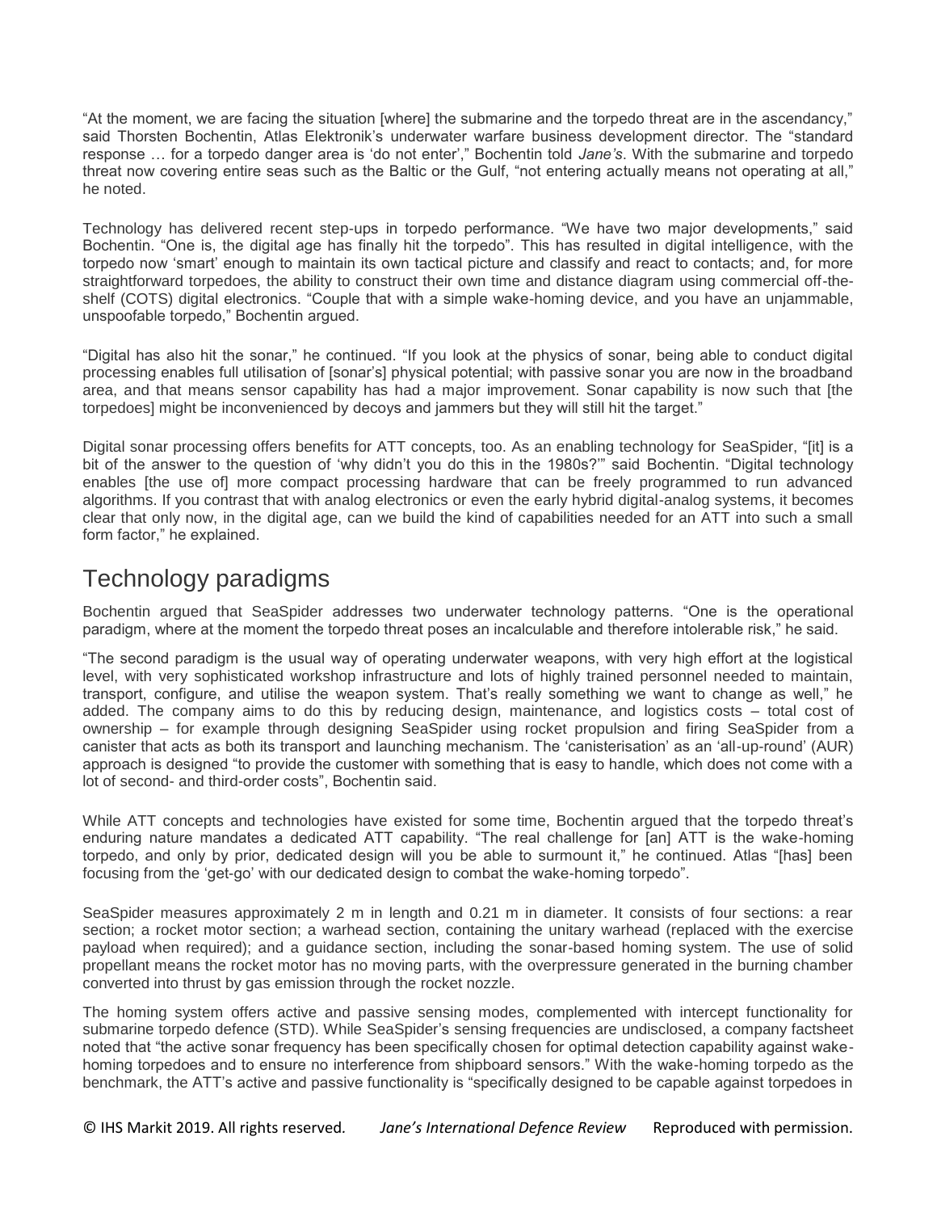"At the moment, we are facing the situation [where] the submarine and the torpedo threat are in the ascendancy," said Thorsten Bochentin, Atlas Elektronik's underwater warfare business development director. The "standard response … for a torpedo danger area is 'do not enter'," Bochentin told *Jane's*. With the submarine and torpedo threat now covering entire seas such as the Baltic or the Gulf, "not entering actually means not operating at all," he noted.

Technology has delivered recent step-ups in torpedo performance. "We have two major developments," said Bochentin. "One is, the digital age has finally hit the torpedo". This has resulted in digital intelligence, with the torpedo now 'smart' enough to maintain its own tactical picture and classify and react to contacts; and, for more straightforward torpedoes, the ability to construct their own time and distance diagram using commercial off-the-shelf (COTS) digital electronics. "Couple that with a simple wake-homing device, and you have an unjammable, unspoofable torpedo," Bochentin argued.

"Digital has also hit the sonar," he continued. "If you look at the physics of sonar, being able to conduct digital processing enables full utilisation of [sonar's] physical potential; with passive sonar you are now in the broadband area, and that means sensor capability has had a major improvement. Sonar capability is now such that [the torpedoes] might be inconvenienced by decoys and jammers but they will still hit the target."

Digital sonar processing offers benefits for ATT concepts, too. As an enabling technology for SeaSpider, "[it] is a bit of the answer to the question of 'why didn't you do this in the 1980s?'" said Bochentin. "Digital technology enables [the use of] more compact processing hardware that can be freely programmed to run advanced algorithms. If you contrast that with analog electronics or even the early hybrid digital-analog systems, it becomes clear that only now, in the digital age, can we build the kind of capabilities needed for an ATT into such a small form factor," he explained.

## Technology paradigms

Bochentin argued that SeaSpider addresses two underwater technology patterns. "One is the operational paradigm, where at the moment the torpedo threat poses an incalculable and therefore intolerable risk," he said.

"The second paradigm is the usual way of operating underwater weapons, with very high effort at the logistical level, with very sophisticated workshop infrastructure and lots of highly trained personnel needed to maintain, transport, configure, and utilise the weapon system. That's really something we want to change as well," he added. The company aims to do this by reducing design, maintenance, and logistics costs – total cost of ownership – for example through designing SeaSpider using rocket propulsion and firing SeaSpider from a canister that acts as both its transport and launching mechanism. The 'canisterisation' as an 'all-up-round' (AUR) approach is designed "to provide the customer with something that is easy to handle, which does not come with a lot of second- and third-order costs", Bochentin said.

While ATT concepts and technologies have existed for some time, Bochentin argued that the torpedo threat's enduring nature mandates a dedicated ATT capability. "The real challenge for [an] ATT is the wake-homing torpedo, and only by prior, dedicated design will you be able to surmount it," he continued. Atlas "[has] been focusing from the 'get-go' with our dedicated design to combat the wake-homing torpedo".

SeaSpider measures approximately 2 m in length and 0.21 m in diameter. It consists of four sections: a rear section; a rocket motor section; a warhead section, containing the unitary warhead (replaced with the exercise payload when required); and a guidance section, including the sonar-based homing system. The use of solid propellant means the rocket motor has no moving parts, with the overpressure generated in the burning chamber converted into thrust by gas emission through the rocket nozzle.

The homing system offers active and passive sensing modes, complemented with intercept functionality for submarine torpedo defence (STD). While SeaSpider's sensing frequencies are undisclosed, a company factsheet noted that "the active sonar frequency has been specifically chosen for optimal detection capability against wake-homing torpedoes and to ensure no interference from shipboard sensors." With the wake-homing torpedo as the benchmark, the ATT's active and passive functionality is "specifically designed to be capable against torpedoes in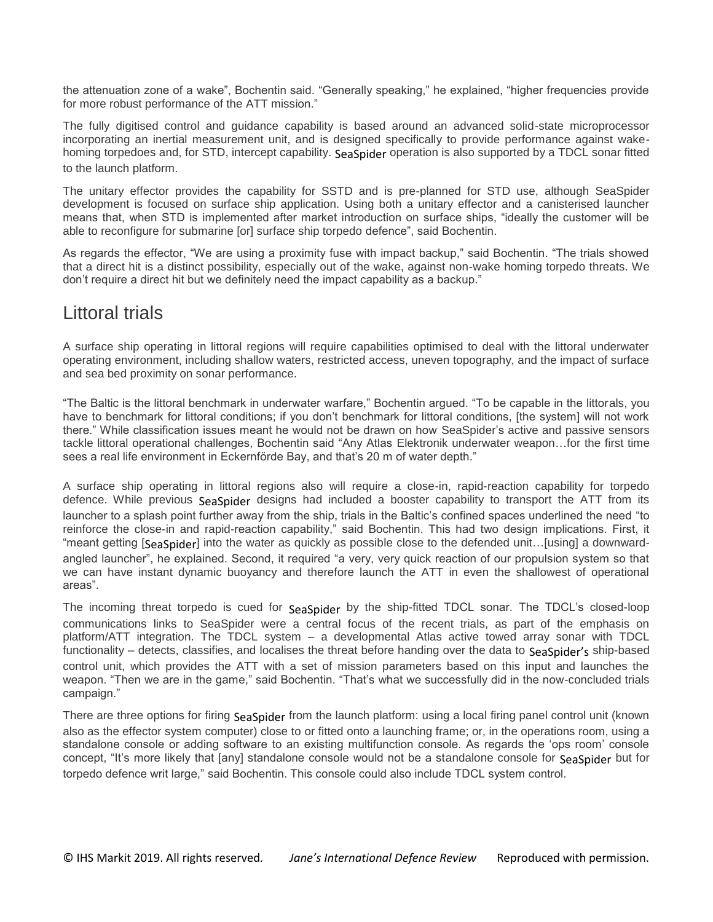the attenuation zone of a wake", Bochentin said. "Generally speaking," he explained, "higher frequencies provide for more robust performance of the ATT mission."

The fully digitised control and guidance capability is based around an advanced solid-state microprocessor incorporating an inertial measurement unit, and is designed specifically to provide performance against wake-homing torpedoes and, for STD, intercept capability. SeaSpider operation is also supported by a TDCL sonar fitted to the launch platform.

The unitary effector provides the capability for SSTD and is pre-planned for STD use, although SeaSpider development is focused on surface ship application. Using both a unitary effector and a canisterised launcher means that, when STD is implemented after market introduction on surface ships, "ideally the customer will be able to reconfigure for submarine [or] surface ship torpedo defence", said Bochentin.

As regards the effector, "We are using a proximity fuse with impact backup," said Bochentin. "The trials showed that a direct hit is a distinct possibility, especially out of the wake, against non-wake homing torpedo threats. We don't require a direct hit but we definitely need the impact capability as a backup."

## Littoral trials

A surface ship operating in littoral regions will require capabilities optimised to deal with the littoral underwater operating environment, including shallow waters, restricted access, uneven topography, and the impact of surface and sea bed proximity on sonar performance.

"The Baltic is the littoral benchmark in underwater warfare," Bochentin argued. "To be capable in the littorals, you have to benchmark for littoral conditions; if you don't benchmark for littoral conditions, [the system] will not work there." While classification issues meant he would not be drawn on how SeaSpider's active and passive sensors tackle littoral operational challenges, Bochentin said "Any Atlas Elektronik underwater weapon…for the first time sees a real life environment in Eckernförde Bay, and that's 20 m of water depth."

A surface ship operating in littoral regions also will require a close-in, rapid-reaction capability for torpedo defence. While previous SeaSpider designs had included a booster capability to transport the ATT from its launcher to a splash point further away from the ship, trials in the Baltic's confined spaces underlined the need "to reinforce the close-in and rapid-reaction capability," said Bochentin. This had two design implications. First, it "meant getting [SeaSpider] into the water as quickly as possible close to the defended unit…[using] a downward-angled launcher", he explained. Second, it required "a very, very quick reaction of our propulsion system so that we can have instant dynamic buoyancy and therefore launch the ATT in even the shallowest of operational areas".

The incoming threat torpedo is cued for SeaSpider by the ship-fitted TDCL sonar. The TDCL's closed-loop communications links to SeaSpider were a central focus of the recent trials, as part of the emphasis on platform/ATT integration. The TDCL system – a developmental Atlas active towed array sonar with TDCL functionality – detects, classifies, and localises the threat before handing over the data to SeaSpider's ship-based control unit, which provides the ATT with a set of mission parameters based on this input and launches the weapon. "Then we are in the game," said Bochentin. "That's what we successfully did in the now-concluded trials campaign."

There are three options for firing SeaSpider from the launch platform: using a local firing panel control unit (known also as the effector system computer) close to or fitted onto a launching frame; or, in the operations room, using a standalone console or adding software to an existing multifunction console. As regards the 'ops room' console concept, "It's more likely that [any] standalone console would not be a standalone console for SeaSpider but for torpedo defence writ large," said Bochentin. This console could also include TDCL system control.

© IHS Markit 2019. All rights reserved. *Jane's International Defence Review* Reproduced with permission.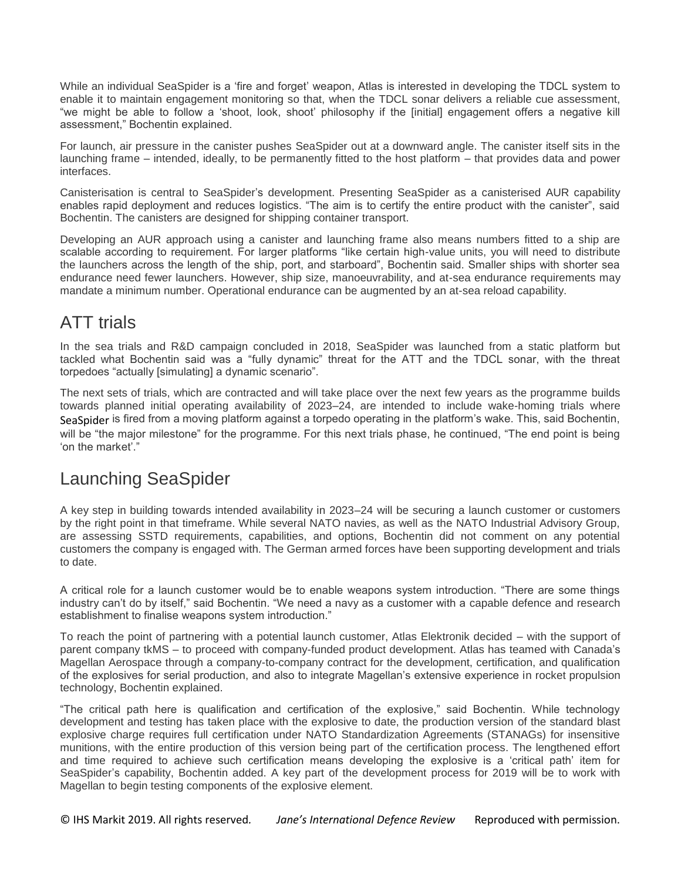While an individual SeaSpider is a 'fire and forget' weapon, Atlas is interested in developing the TDCL system to enable it to maintain engagement monitoring so that, when the TDCL sonar delivers a reliable cue assessment, "we might be able to follow a 'shoot, look, shoot' philosophy if the [initial] engagement offers a negative kill assessment," Bochentin explained.

For launch, air pressure in the canister pushes SeaSpider out at a downward angle. The canister itself sits in the launching frame – intended, ideally, to be permanently fitted to the host platform – that provides data and power interfaces.

Canisterisation is central to SeaSpider's development. Presenting SeaSpider as a canisterised AUR capability enables rapid deployment and reduces logistics. "The aim is to certify the entire product with the canister", said Bochentin. The canisters are designed for shipping container transport.

Developing an AUR approach using a canister and launching frame also means numbers fitted to a ship are scalable according to requirement. For larger platforms "like certain high-value units, you will need to distribute the launchers across the length of the ship, port, and starboard", Bochentin said. Smaller ships with shorter sea endurance need fewer launchers. However, ship size, manoeuvrability, and at-sea endurance requirements may mandate a minimum number. Operational endurance can be augmented by an at-sea reload capability.

## ATT trials

In the sea trials and R&D campaign concluded in 2018, SeaSpider was launched from a static platform but tackled what Bochentin said was a "fully dynamic" threat for the ATT and the TDCL sonar, with the threat torpedoes "actually [simulating] a dynamic scenario".

The next sets of trials, which are contracted and will take place over the next few years as the programme builds towards planned initial operating availability of 2023–24, are intended to include wake-homing trials where SeaSpider is fired from a moving platform against a torpedo operating in the platform's wake. This, said Bochentin, will be "the major milestone" for the programme. For this next trials phase, he continued, "The end point is being 'on the market'."

## Launching SeaSpider

A key step in building towards intended availability in 2023–24 will be securing a launch customer or customers by the right point in that timeframe. While several NATO navies, as well as the NATO Industrial Advisory Group, are assessing SSTD requirements, capabilities, and options, Bochentin did not comment on any potential customers the company is engaged with. The German armed forces have been supporting development and trials to date.

A critical role for a launch customer would be to enable weapons system introduction. "There are some things industry can't do by itself," said Bochentin. "We need a navy as a customer with a capable defence and research establishment to finalise weapons system introduction."

To reach the point of partnering with a potential launch customer, Atlas Elektronik decided – with the support of parent company tkMS – to proceed with company-funded product development. Atlas has teamed with Canada's Magellan Aerospace through a company-to-company contract for the development, certification, and qualification of the explosives for serial production, and also to integrate Magellan's extensive experience in rocket propulsion technology, Bochentin explained.

"The critical path here is qualification and certification of the explosive," said Bochentin. While technology development and testing has taken place with the explosive to date, the production version of the standard blast explosive charge requires full certification under NATO Standardization Agreements (STANAGs) for insensitive munitions, with the entire production of this version being part of the certification process. The lengthened effort and time required to achieve such certification means developing the explosive is a 'critical path' item for SeaSpider's capability, Bochentin added. A key part of the development process for 2019 will be to work with Magellan to begin testing components of the explosive element.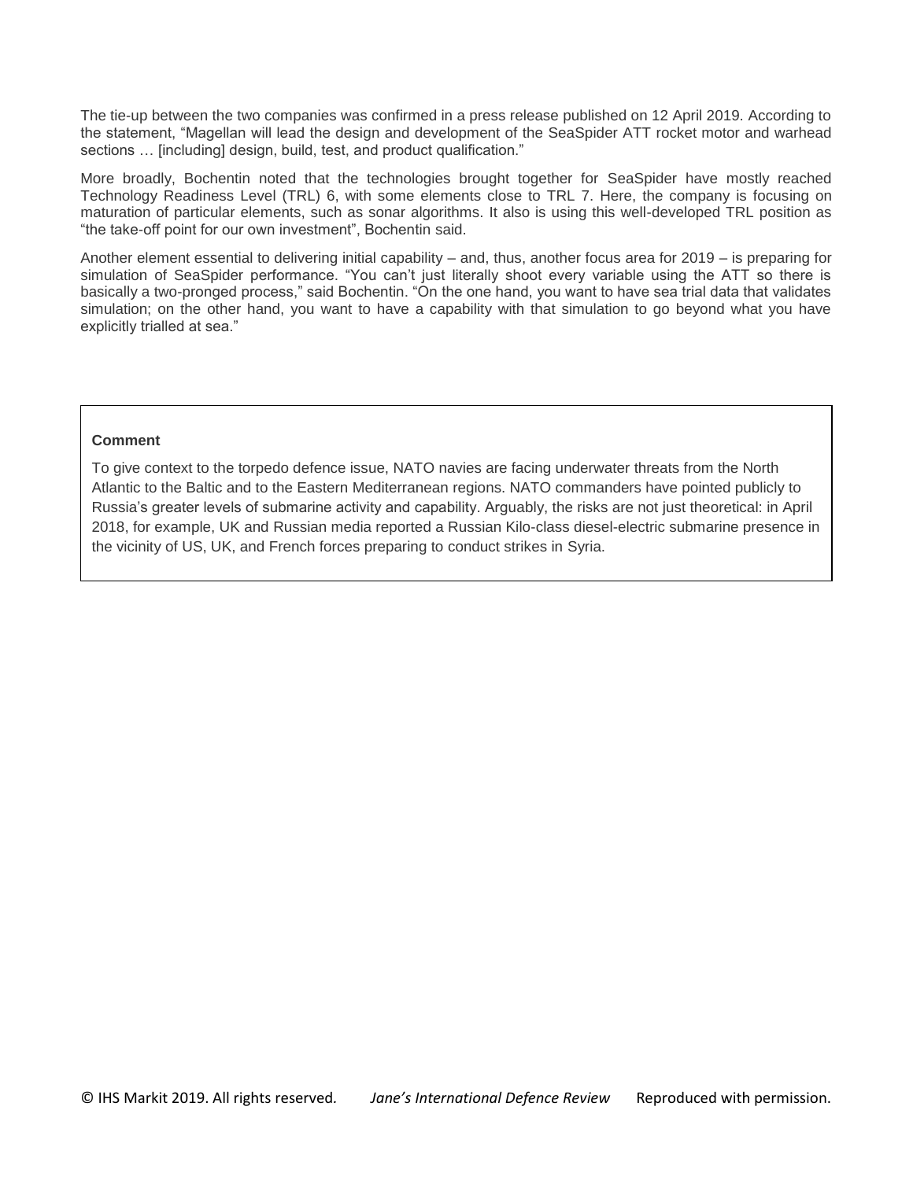The tie-up between the two companies was confirmed in a press release published on 12 April 2019. According to the statement, "Magellan will lead the design and development of the SeaSpider ATT rocket motor and warhead sections … [including] design, build, test, and product qualification."

More broadly, Bochentin noted that the technologies brought together for SeaSpider have mostly reached Technology Readiness Level (TRL) 6, with some elements close to TRL 7. Here, the company is focusing on maturation of particular elements, such as sonar algorithms. It also is using this well-developed TRL position as "the take-off point for our own investment", Bochentin said.

Another element essential to delivering initial capability – and, thus, another focus area for 2019 – is preparing for simulation of SeaSpider performance. "You can't just literally shoot every variable using the ATT so there is basically a two-pronged process," said Bochentin. "On the one hand, you want to have sea trial data that validates simulation; on the other hand, you want to have a capability with that simulation to go beyond what you have explicitly trialled at sea."

**Comment**

To give context to the torpedo defence issue, NATO navies are facing underwater threats from the North Atlantic to the Baltic and to the Eastern Mediterranean regions. NATO commanders have pointed publicly to Russia's greater levels of submarine activity and capability. Arguably, the risks are not just theoretical: in April 2018, for example, UK and Russian media reported a Russian Kilo-class diesel-electric submarine presence in the vicinity of US, UK, and French forces preparing to conduct strikes in Syria.